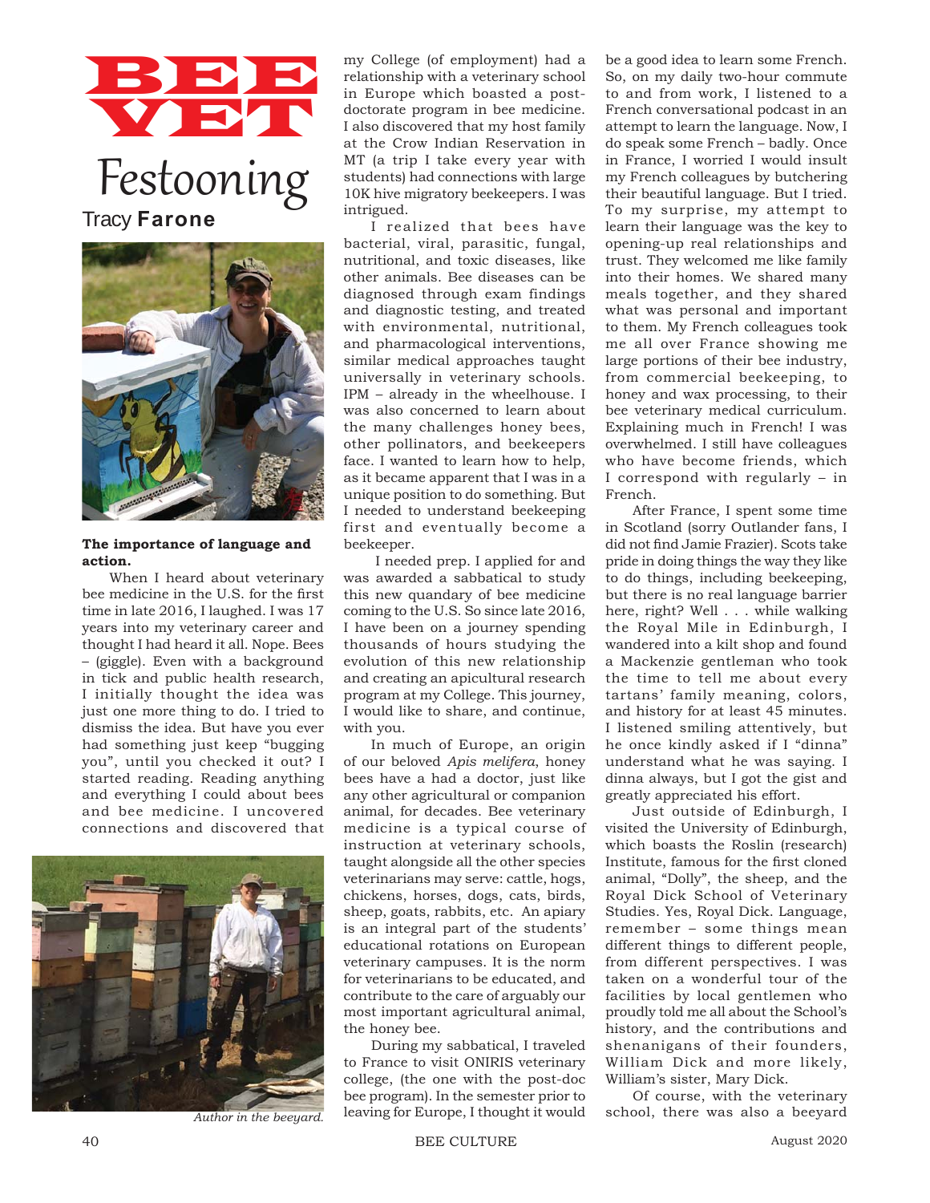# BEE VET

## Festooning

Tracy **Farone**

**The importance of language and action.**

When I heard about veterinary bee medicine in the U.S. for the first time in late 2016, I laughed. I was 17 years into my veterinary career and thought I had heard it all. Nope. Bees – (giggle). Even with a background in tick and public health research, I initially thought the idea was just one more thing to do. I tried to dismiss the idea. But have you ever had something just keep "bugging you", until you checked it out? I started reading. Reading anything and everything I could about bees and bee medicine. I uncovered connections and discovered that my College (of employment) had a relationship with a veterinary school in Europe which boasted a post-doctorate program in bee medicine. I also discovered that my host family at the Crow Indian Reservation in MT (a trip I take every year with students) had connections with large 10K hive migratory beekeepers. I was intrigued.

I realized that bees have bacterial, viral, parasitic, fungal, nutritional, and toxic diseases, like other animals. Bee diseases can be diagnosed through exam findings and diagnostic testing, and treated with environmental, nutritional, and pharmacological interventions, similar medical approaches taught universally in veterinary schools. IPM – already in the wheelhouse. I was also concerned to learn about the many challenges honey bees, other pollinators, and beekeepers face. I wanted to learn how to help, as it became apparent that I was in a unique position to do something. But I needed to understand beekeeping first and eventually become a beekeeper.

I needed prep. I applied for and was awarded a sabbatical to study this new quandary of bee medicine coming to the U.S. So since late 2016, I have been on a journey spending thousands of hours studying the evolution of this new relationship and creating an apicultural research program at my College. This journey, I would like to share, and continue, with you.

In much of Europe, an origin of our beloved *Apis melifera*, honey bees have a had a doctor, just like any other agricultural or companion animal, for decades. Bee veterinary medicine is a typical course of instruction at veterinary schools, taught alongside all the other species veterinarians may serve: cattle, hogs, chickens, horses, dogs, cats, birds, sheep, goats, rabbits, etc. An apiary is an integral part of the students' educational rotations on European veterinary campuses. It is the norm for veterinarians to be educated, and contribute to the care of arguably our most important agricultural animal, the honey bee.

During my sabbatical, I traveled to France to visit ONIRIS veterinary college, (the one with the post-doc bee program). In the semester prior to leaving for Europe, I thought it would be a good idea to learn some French. So, on my daily two-hour commute to and from work, I listened to a French conversational podcast in an attempt to learn the language. Now, I do speak some French – badly. Once in France, I worried I would insult my French colleagues by butchering their beautiful language. But I tried. To my surprise, my attempt to learn their language was the key to opening-up real relationships and trust. They welcomed me like family into their homes. We shared many meals together, and they shared what was personal and important to them. My French colleagues took me all over France showing me large portions of their bee industry, from commercial beekeeping, to honey and wax processing, to their bee veterinary medical curriculum. Explaining much in French! I was overwhelmed. I still have colleagues who have become friends, which I correspond with regularly – in French.

After France, I spent some time in Scotland (sorry Outlander fans, I did not find Jamie Frazier). Scots take pride in doing things the way they like to do things, including beekeeping, but there is no real language barrier here, right? Well . . . while walking the Royal Mile in Edinburgh, I wandered into a kilt shop and found a Mackenzie gentleman who took the time to tell me about every tartans' family meaning, colors, and history for at least 45 minutes. I listened smiling attentively, but he once kindly asked if I "dinna" understand what he was saying. I dinna always, but I got the gist and greatly appreciated his effort.

Just outside of Edinburgh, I visited the University of Edinburgh, which boasts the Roslin (research) Institute, famous for the first cloned animal, "Dolly", the sheep, and the Royal Dick School of Veterinary Studies. Yes, Royal Dick. Language, remember – some things mean different things to different people, from different perspectives. I was taken on a wonderful tour of the facilities by local gentlemen who proudly told me all about the School's history, and the contributions and shenanigans of their founders, William Dick and more likely, William's sister, Mary Dick.

Of course, with the veterinary school, there was also a beeyard

*Author in the beeyard.*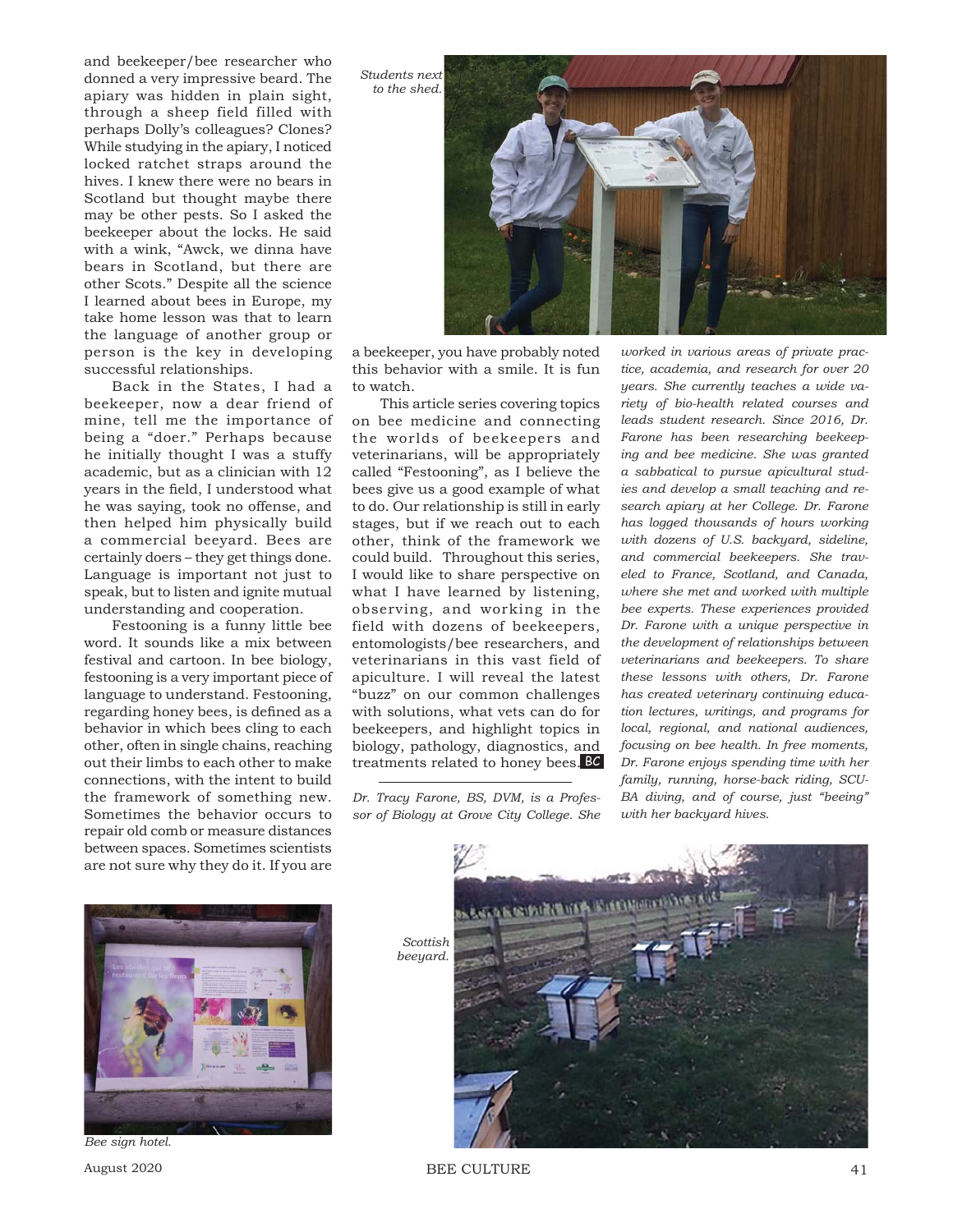and beekeeper/bee researcher who donned a very impressive beard. The apiary was hidden in plain sight, through a sheep field filled with perhaps Dolly's colleagues? Clones? While studying in the apiary, I noticed locked ratchet straps around the hives. I knew there were no bears in Scotland but thought maybe there may be other pests. So I asked the beekeeper about the locks. He said with a wink, "Awck, we dinna have bears in Scotland, but there are other Scots." Despite all the science I learned about bees in Europe, my take home lesson was that to learn the language of another group or person is the key in developing successful relationships.

Back in the States, I had a beekeeper, now a dear friend of mine, tell me the importance of being a "doer." Perhaps because he initially thought I was a stuffy academic, but as a clinician with 12 years in the field, I understood what he was saying, took no offense, and then helped him physically build a commercial beeyard. Bees are certainly doers – they get things done. Language is important not just to speak, but to listen and ignite mutual understanding and cooperation.

Festooning is a funny little bee word. It sounds like a mix between festival and cartoon. In bee biology, festooning is a very important piece of language to understand. Festooning, regarding honey bees, is defined as a behavior in which bees cling to each other, often in single chains, reaching out their limbs to each other to make connections, with the intent to build the framework of something new. Sometimes the behavior occurs to repair old comb or measure distances between spaces. Sometimes scientists are not sure why they do it. If you are a beekeeper, you have probably noted this behavior with a smile. It is fun to watch.

*Students next to the shed.*

This article series covering topics on bee medicine and connecting the worlds of beekeepers and veterinarians, will be appropriately called "Festooning", as I believe the bees give us a good example of what to do. Our relationship is still in early stages, but if we reach out to each other, think of the framework we could build. Throughout this series, I would like to share perspective on what I have learned by listening, observing, and working in the field with dozens of beekeepers, entomologists/bee researchers, and veterinarians in this vast field of apiculture. I will reveal the latest "buzz" on our common challenges with solutions, what vets can do for beekeepers, and highlight topics in biology, pathology, diagnostics, and treatments related to honey bees. BC

*Dr. Tracy Farone, BS, DVM, is a Professor of Biology at Grove City College. She worked in various areas of private practice, academia, and research for over 20 years. She currently teaches a wide variety of bio-health related courses and leads student research. Since 2016, Dr. Farone has been researching beekeeping and bee medicine. She was granted a sabbatical to pursue apicultural studies and develop a small teaching and research apiary at her College. Dr. Farone has logged thousands of hours working with dozens of U.S. backyard, sideline, and commercial beekeepers. She traveled to France, Scotland, and Canada, where she met and worked with multiple bee experts. These experiences provided Dr. Farone with a unique perspective in the development of relationships between veterinarians and beekeepers. To share these lessons with others, Dr. Farone has created veterinary continuing education lectures, writings, and programs for local, regional, and national audiences, focusing on bee health. In free moments, Dr. Farone enjoys spending time with her family, running, horse-back riding, SCUBA diving, and of course, just "beeing" with her backyard hives.*

*Bee sign hotel.*

*Scottish beeyard.*